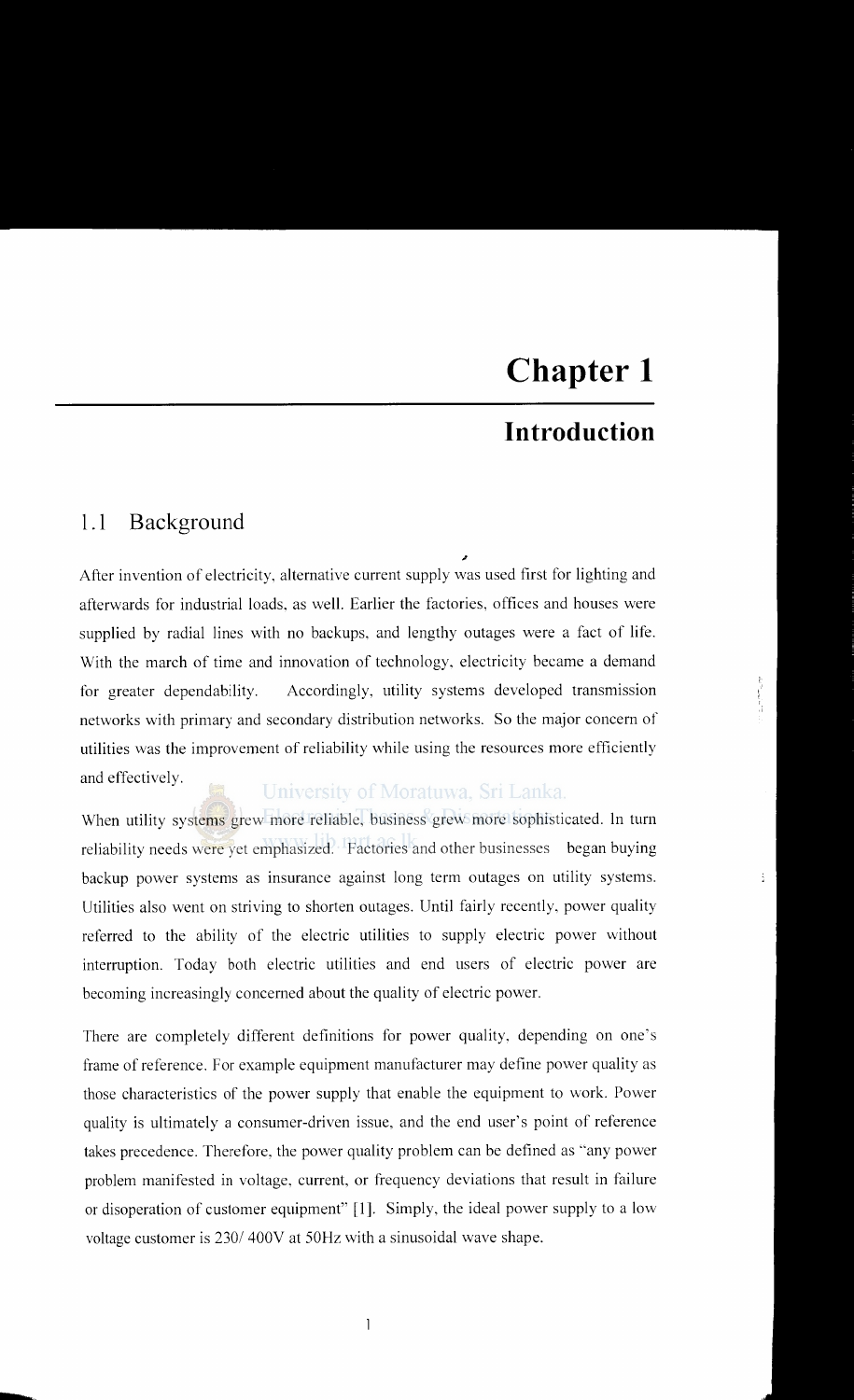# Chapter 1

## Introduction

### 1.1 Background

After invention of electricity, alternative current supply was used first for lighting and afterwards for industrial loads, as well. Earlier the factories, offices and houses were supplied by radial lines with no backups, and lengthy outages were a fact of life. With the march of time and innovation of technology, electricity became a demand for greater dependability. Accordingly, utility systems developed transmission networks with primary and secondary distribution networks. So the major concern of utilities was the improvement of reliability while using the resources more efficiently and effectively.

When utility systems grew more reliable, business grew more sophisticated. In turn reliability needs were yet emphasized. Factories and other businesses began buying backup power systems as insurance against long term outages on utility systems. Utilities also went on striving to shorten outages. Until fairly recently, power quality referred to the ability of the electric utilities to supply electric power without interruption. Today both electric utilities and end users of electric power are becoming increasingly concerned about the quality of electric power.

There are completely different definitions for power quality, depending on one's frame of reference. For example equipment manufacturer may define power quality as those characteristics of the power supply that enable the equipment to work. Power quality is ultimately a consumer-driven issue, and the end user's point of reference takes precedence. Therefore, the power quality problem can be defined as "any power problem manifested in voltage, current, or frequency deviations that result in failure or disoperation of customer equipment" [1]. Simply, the ideal power supply to a low voltage customer is 230/ 400V at 50Hz with a sinusoidal wave shape.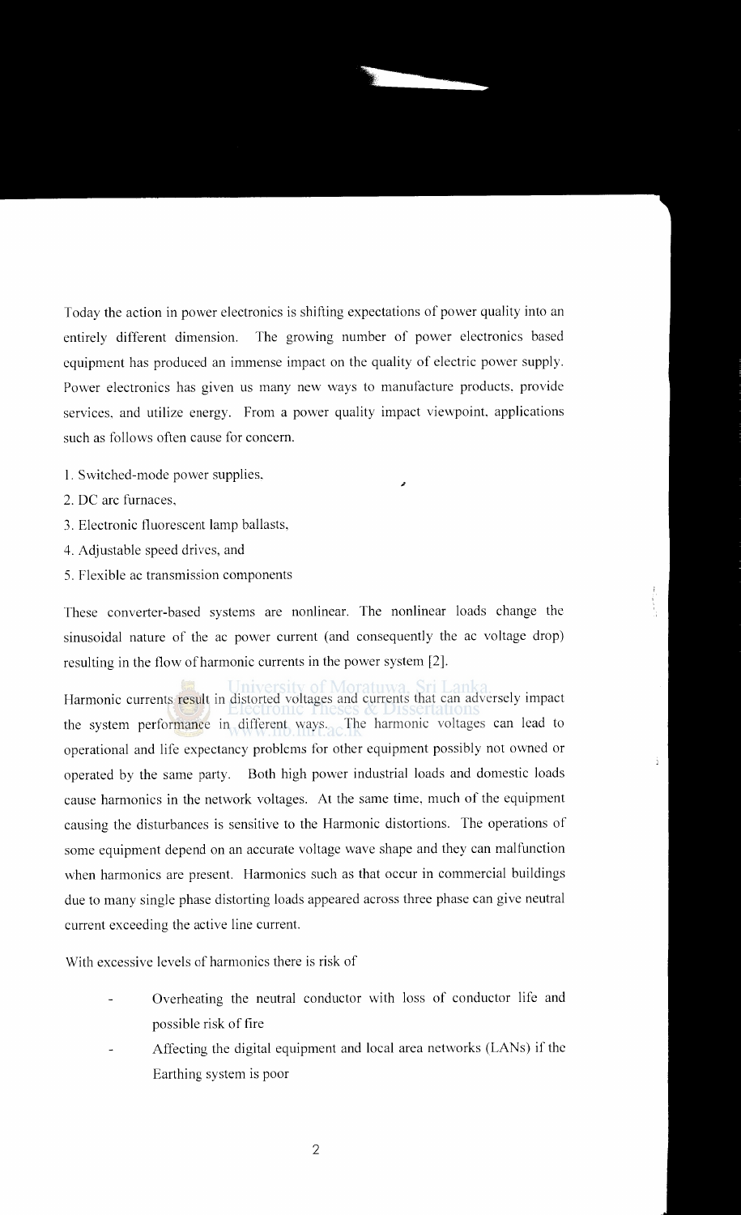Today the action in power electronics is shifting expectations of power quality into an entirely different dimension. The growing number of power electronics based equipment has produced an immense impact on the quality of electric power supply. Power electronics has given us many new ways to manufacture products, provide services, and utilize energy. From a power quality impact viewpoint, applications such as follows often cause for concern.

1. Switched-mode power supplies,
2. DC arc furnaces,
3. Electronic fluorescent lamp ballasts,
4. Adjustable speed drives, and
5. Flexible ac transmission components

These converter-based systems are nonlinear. The nonlinear loads change the sinusoidal nature of the ac power current (and consequently the ac voltage drop) resulting in the flow of harmonic currents in the power system [2].

Harmonic currents result in distorted voltages and currents that can adversely impact the system performance in different ways. The harmonic voltages can lead to operational and life expectancy problems for other equipment possibly not owned or operated by the same party. Both high power industrial loads and domestic loads cause harmonics in the network voltages. At the same time, much of the equipment causing the disturbances is sensitive to the Harmonic distortions. The operations of some equipment depend on an accurate voltage wave shape and they can malfunction when harmonics are present. Harmonics such as that occur in commercial buildings due to many single phase distorting loads appeared across three phase can give neutral current exceeding the active line current.

With excessive levels of harmonics there is risk of

- Overheating the neutral conductor with loss of conductor life and possible risk of fire
- Affecting the digital equipment and local area networks (LANs) if the Earthing system is poor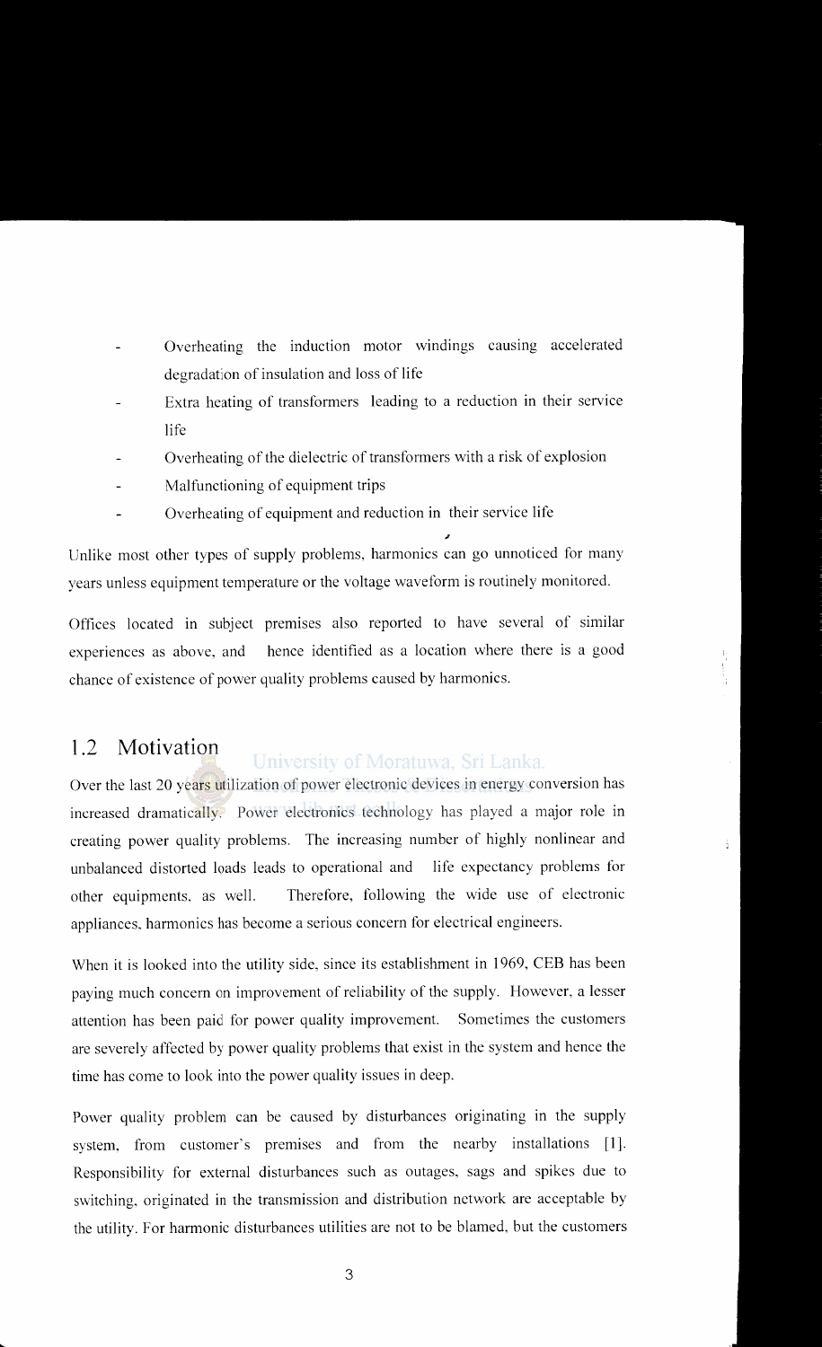- Overheating the induction motor windings causing accelerated degradation of insulation and loss of life
- Extra heating of transformers leading to a reduction in their service life
- Overheating of the dielectric of transformers with a risk of explosion
- Malfunctioning of equipment trips
- Overheating of equipment and reduction in their service life

Unlike most other types of supply problems, harmonics can go unnoticed for many years unless equipment temperature or the voltage waveform is routinely monitored.

Offices located in subject premises also reported to have several of similar experiences as above, and hence identified as a location where there is a good chance of existence of power quality problems caused by harmonics.

## 1.2 Motivation

Over the last 20 years utilization of power electronic devices in energy conversion has increased dramatically. Power electronics technology has played a major role in creating power quality problems. The increasing number of highly nonlinear and unbalanced distorted loads leads to operational and life expectancy problems for other equipments, as well. Therefore, following the wide use of electronic appliances, harmonics has become a serious concern for electrical engineers.

When it is looked into the utility side, since its establishment in 1969, CEB has been paying much concern on improvement of reliability of the supply. However, a lesser attention has been paid for power quality improvement. Sometimes the customers are severely affected by power quality problems that exist in the system and hence the time has come to look into the power quality issues in deep.

Power quality problem can be caused by disturbances originating in the supply system, from customer's premises and from the nearby installations [1]. Responsibility for external disturbances such as outages, sags and spikes due to switching, originated in the transmission and distribution network are acceptable by the utility. For harmonic disturbances utilities are not to be blamed, but the customers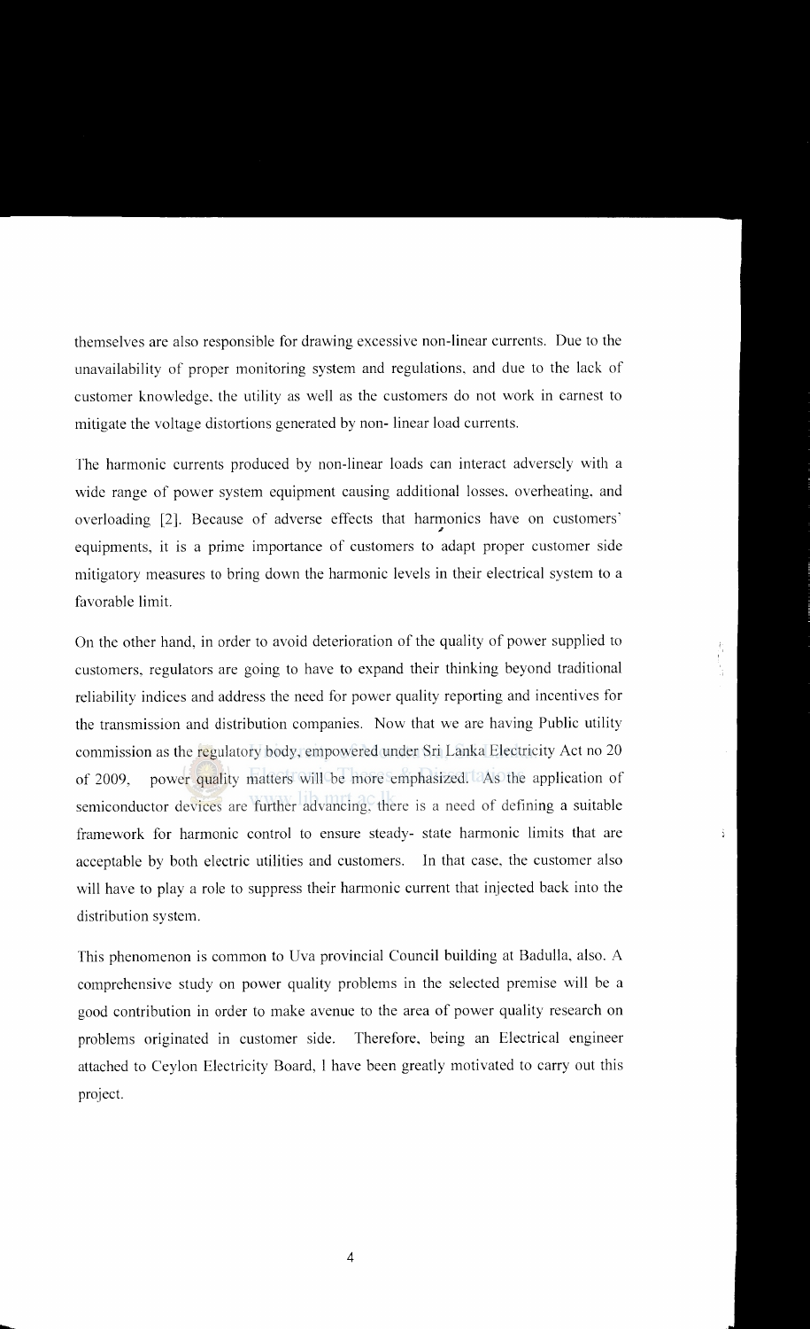themselves are also responsible for drawing excessive non-linear currents. Due to the unavailability of proper monitoring system and regulations, and due to the lack of customer knowledge, the utility as well as the customers do not work in earnest to mitigate the voltage distortions generated by non- linear load currents.

The harmonic currents produced by non-linear loads can interact adversely with a wide range of power system equipment causing additional losses, overheating, and overloading [2]. Because of adverse effects that harmonics have on customers' equipments, it is a prime importance of customers to adapt proper customer side mitigatory measures to bring down the harmonic levels in their electrical system to a favorable limit.

On the other hand, in order to avoid deterioration of the quality of power supplied to customers, regulators are going to have to expand their thinking beyond traditional reliability indices and address the need for power quality reporting and incentives for the transmission and distribution companies. Now that we are having Public utility commission as the regulatory body, empowered under Sri Lanka Electricity Act no 20 of 2009, power quality matters will be more emphasized. As the application of semiconductor devices are further advancing, there is a need of defining a suitable framework for harmonic control to ensure steady- state harmonic limits that are acceptable by both electric utilities and customers. In that case, the customer also will have to play a role to suppress their harmonic current that injected back into the distribution system.

This phenomenon is common to Uva provincial Council building at Badulla, also. A comprehensive study on power quality problems in the selected premise will be a good contribution in order to make avenue to the area of power quality research on problems originated in customer side. Therefore, being an Electrical engineer attached to Ceylon Electricity Board, I have been greatly motivated to carry out this project.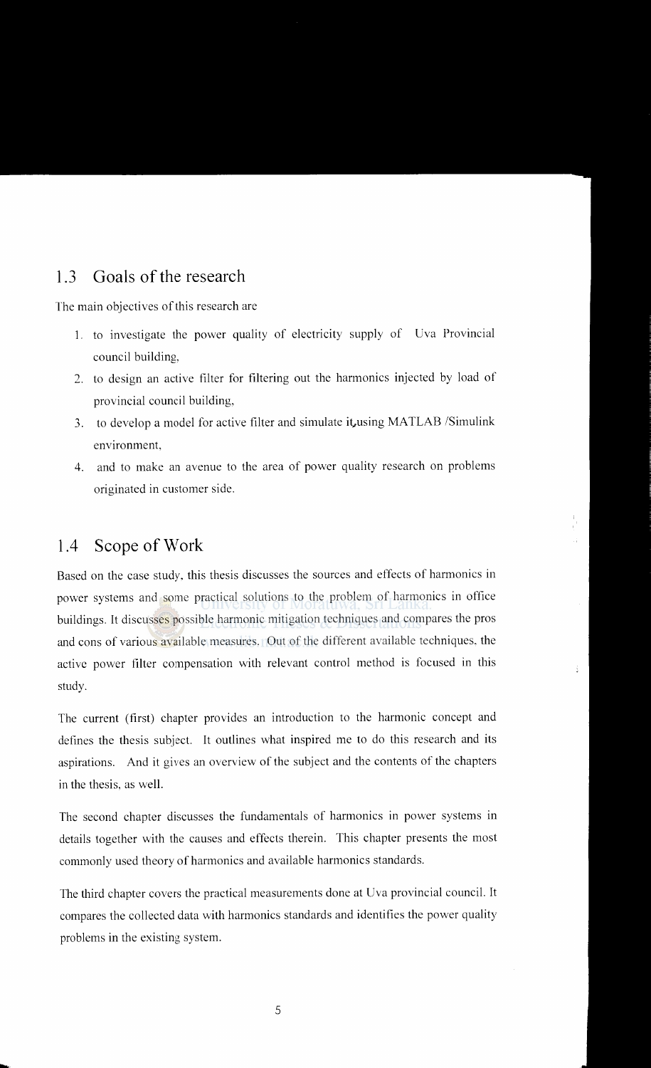## 1.3 Goals of the research

The main objectives of this research are

1. to investigate the power quality of electricity supply of Uva Provincial council building,
2. to design an active filter for filtering out the harmonics injected by load of provincial council building,
3. to develop a model for active filter and simulate it using MATLAB /Simulink environment,
4. and to make an avenue to the area of power quality research on problems originated in customer side.

## 1.4 Scope of Work

Based on the case study, this thesis discusses the sources and effects of harmonics in power systems and some practical solutions to the problem of harmonics in office buildings. It discusses possible harmonic mitigation techniques and compares the pros and cons of various available measures. Out of the different available techniques, the active power filter compensation with relevant control method is focused in this study.

The current (first) chapter provides an introduction to the harmonic concept and defines the thesis subject. It outlines what inspired me to do this research and its aspirations. And it gives an overview of the subject and the contents of the chapters in the thesis, as well.

The second chapter discusses the fundamentals of harmonics in power systems in details together with the causes and effects therein. This chapter presents the most commonly used theory of harmonics and available harmonics standards.

The third chapter covers the practical measurements done at Uva provincial council. It compares the collected data with harmonics standards and identifies the power quality problems in the existing system.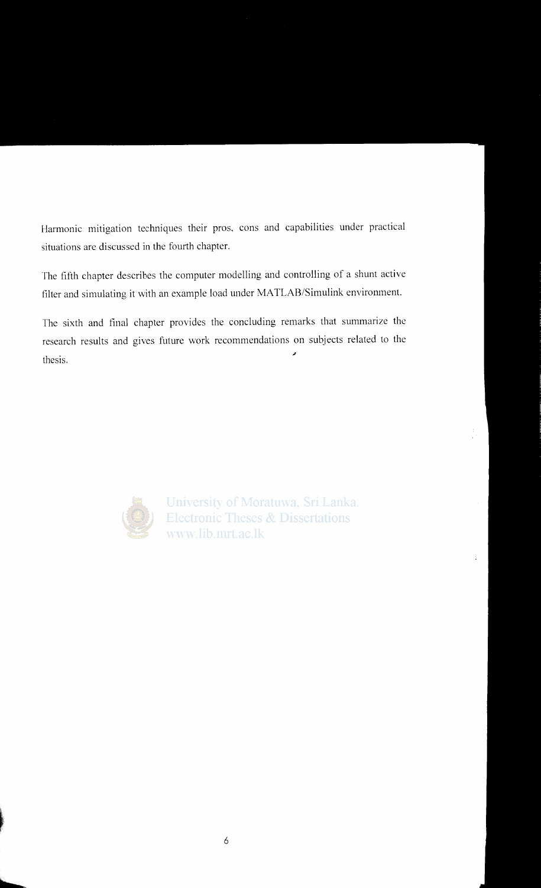Harmonic mitigation techniques their pros, cons and capabilities under practical situations are discussed in the fourth chapter.

The fifth chapter describes the computer modelling and controlling of a shunt active filter and simulating it with an example load under MATLAB/Simulink environment.

The sixth and final chapter provides the concluding remarks that summarize the research results and gives future work recommendations on subjects related to the thesis.